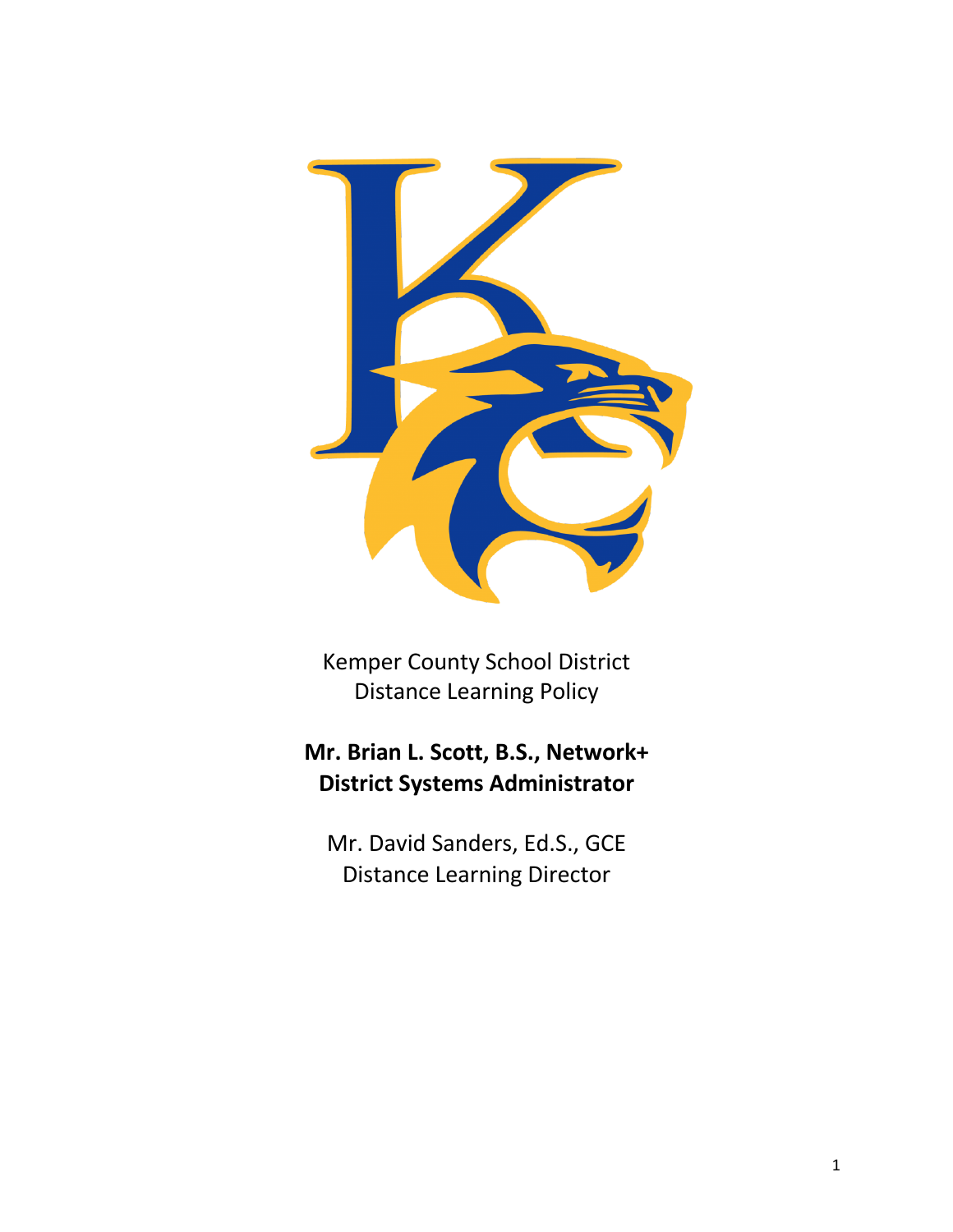Kemper County School District
Distance Learning Policy

**Mr. Brian L. Scott, B.S., Network+**
**District Systems Administrator**

Mr. David Sanders, Ed.S., GCE
Distance Learning Director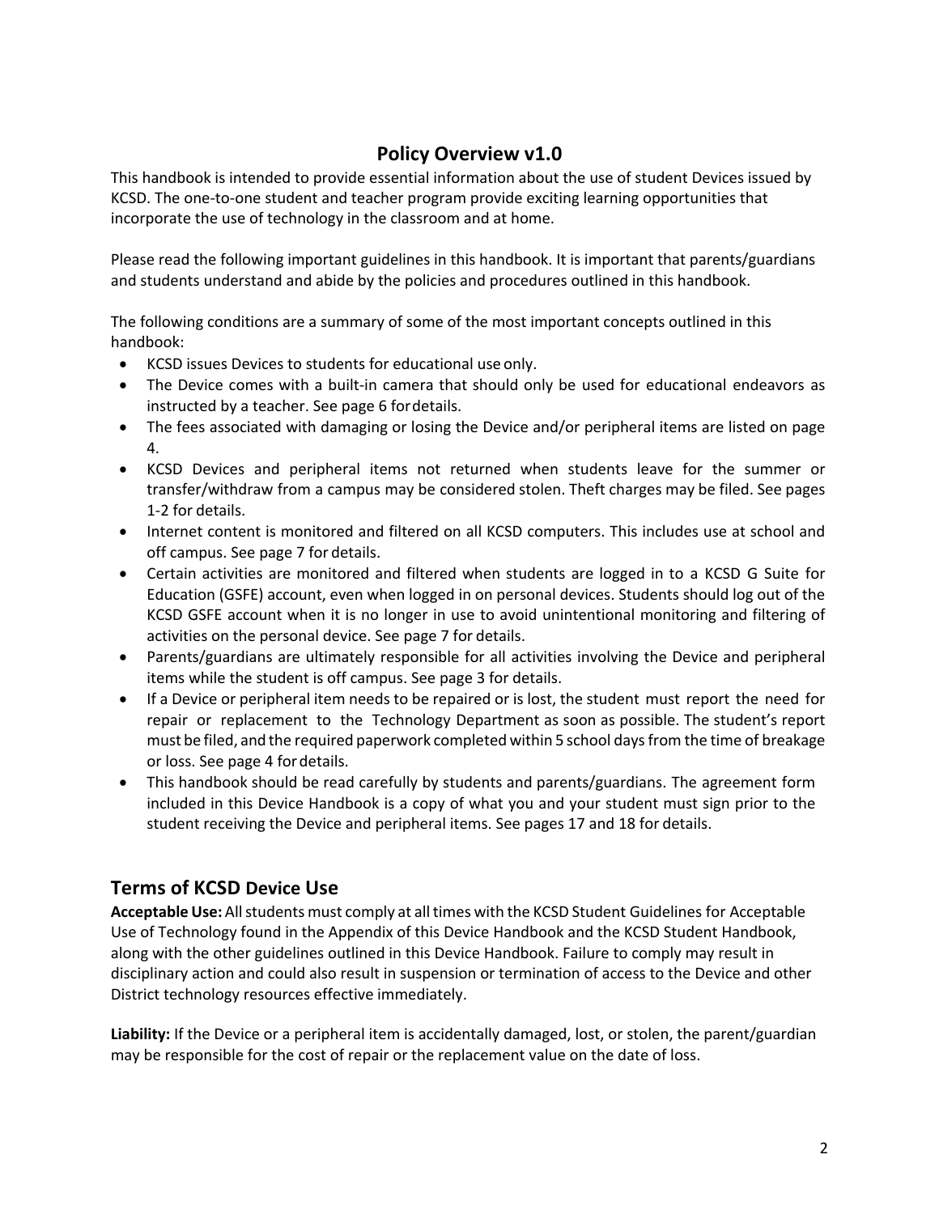## Policy Overview v1.0

This handbook is intended to provide essential information about the use of student Devices issued by KCSD. The one-to-one student and teacher program provide exciting learning opportunities that incorporate the use of technology in the classroom and at home.

Please read the following important guidelines in this handbook. It is important that parents/guardians and students understand and abide by the policies and procedures outlined in this handbook.

The following conditions are a summary of some of the most important concepts outlined in this handbook:

- KCSD issues Devices to students for educational use only.
- The Device comes with a built-in camera that should only be used for educational endeavors as instructed by a teacher. See page 6 for details.
- The fees associated with damaging or losing the Device and/or peripheral items are listed on page 4.
- KCSD Devices and peripheral items not returned when students leave for the summer or transfer/withdraw from a campus may be considered stolen. Theft charges may be filed. See pages 1-2 for details.
- Internet content is monitored and filtered on all KCSD computers. This includes use at school and off campus. See page 7 for details.
- Certain activities are monitored and filtered when students are logged in to a KCSD G Suite for Education (GSFE) account, even when logged in on personal devices. Students should log out of the KCSD GSFE account when it is no longer in use to avoid unintentional monitoring and filtering of activities on the personal device. See page 7 for details.
- Parents/guardians are ultimately responsible for all activities involving the Device and peripheral items while the student is off campus. See page 3 for details.
- If a Device or peripheral item needs to be repaired or is lost, the student must report the need for repair or replacement to the Technology Department as soon as possible. The student's report must be filed, and the required paperwork completed within 5 school days from the time of breakage or loss. See page 4 for details.
- This handbook should be read carefully by students and parents/guardians. The agreement form included in this Device Handbook is a copy of what you and your student must sign prior to the student receiving the Device and peripheral items. See pages 17 and 18 for details.

## Terms of KCSD Device Use

**Acceptable Use:** All students must comply at all times with the KCSD Student Guidelines for Acceptable Use of Technology found in the Appendix of this Device Handbook and the KCSD Student Handbook, along with the other guidelines outlined in this Device Handbook. Failure to comply may result in disciplinary action and could also result in suspension or termination of access to the Device and other District technology resources effective immediately.

**Liability:** If the Device or a peripheral item is accidentally damaged, lost, or stolen, the parent/guardian may be responsible for the cost of repair or the replacement value on the date of loss.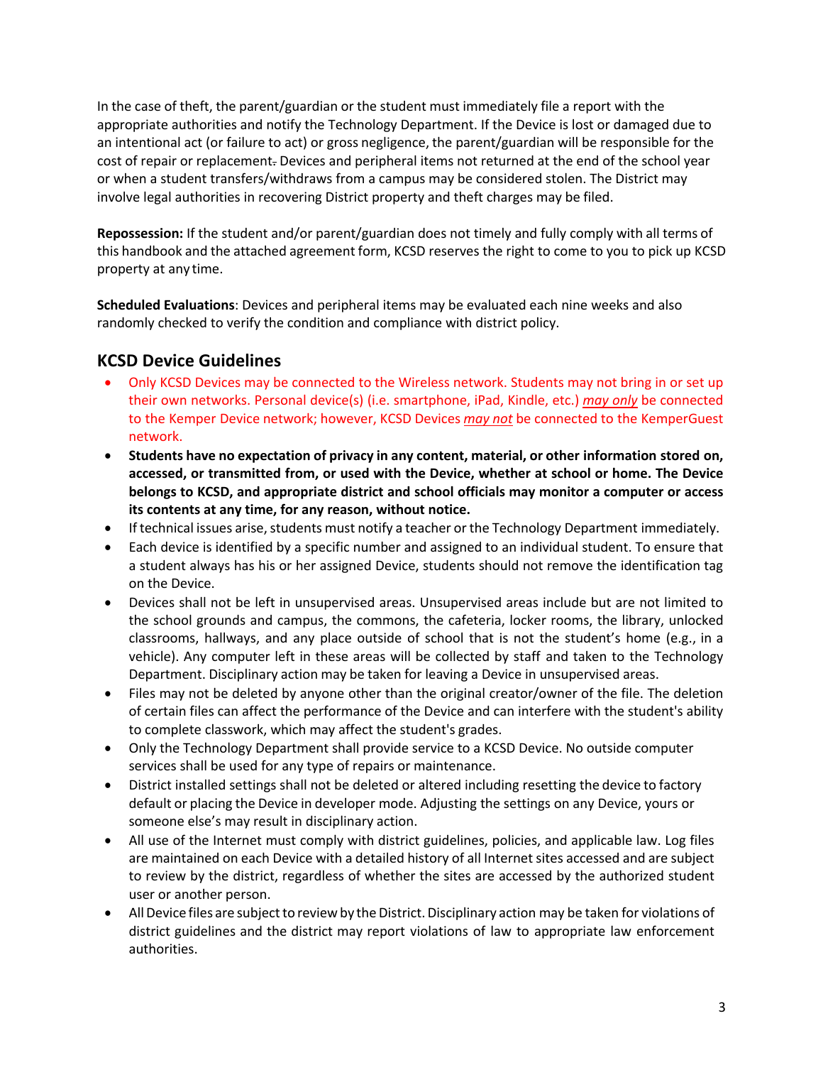In the case of theft, the parent/guardian or the student must immediately file a report with the appropriate authorities and notify the Technology Department. If the Device is lost or damaged due to an intentional act (or failure to act) or gross negligence, the parent/guardian will be responsible for the cost of repair or replacement. Devices and peripheral items not returned at the end of the school year or when a student transfers/withdraws from a campus may be considered stolen. The District may involve legal authorities in recovering District property and theft charges may be filed.

**Repossession:** If the student and/or parent/guardian does not timely and fully comply with all terms of this handbook and the attached agreement form, KCSD reserves the right to come to you to pick up KCSD property at any time.

**Scheduled Evaluations**: Devices and peripheral items may be evaluated each nine weeks and also randomly checked to verify the condition and compliance with district policy.

## KCSD Device Guidelines

- Only KCSD Devices may be connected to the Wireless network. Students may not bring in or set up their own networks. Personal device(s) (i.e. smartphone, iPad, Kindle, etc.) *may only* be connected to the Kemper Device network; however, KCSD Devices *may not* be connected to the KemperGuest network.
- **Students have no expectation of privacy in any content, material, or other information stored on, accessed, or transmitted from, or used with the Device, whether at school or home. The Device belongs to KCSD, and appropriate district and school officials may monitor a computer or access its contents at any time, for any reason, without notice.**
- If technical issues arise, students must notify a teacher or the Technology Department immediately.
- Each device is identified by a specific number and assigned to an individual student. To ensure that a student always has his or her assigned Device, students should not remove the identification tag on the Device.
- Devices shall not be left in unsupervised areas. Unsupervised areas include but are not limited to the school grounds and campus, the commons, the cafeteria, locker rooms, the library, unlocked classrooms, hallways, and any place outside of school that is not the student's home (e.g., in a vehicle). Any computer left in these areas will be collected by staff and taken to the Technology Department. Disciplinary action may be taken for leaving a Device in unsupervised areas.
- Files may not be deleted by anyone other than the original creator/owner of the file. The deletion of certain files can affect the performance of the Device and can interfere with the student's ability to complete classwork, which may affect the student's grades.
- Only the Technology Department shall provide service to a KCSD Device. No outside computer services shall be used for any type of repairs or maintenance.
- District installed settings shall not be deleted or altered including resetting the device to factory default or placing the Device in developer mode. Adjusting the settings on any Device, yours or someone else's may result in disciplinary action.
- All use of the Internet must comply with district guidelines, policies, and applicable law. Log files are maintained on each Device with a detailed history of all Internet sites accessed and are subject to review by the district, regardless of whether the sites are accessed by the authorized student user or another person.
- All Device files are subject to review by the District. Disciplinary action may be taken for violations of district guidelines and the district may report violations of law to appropriate law enforcement authorities.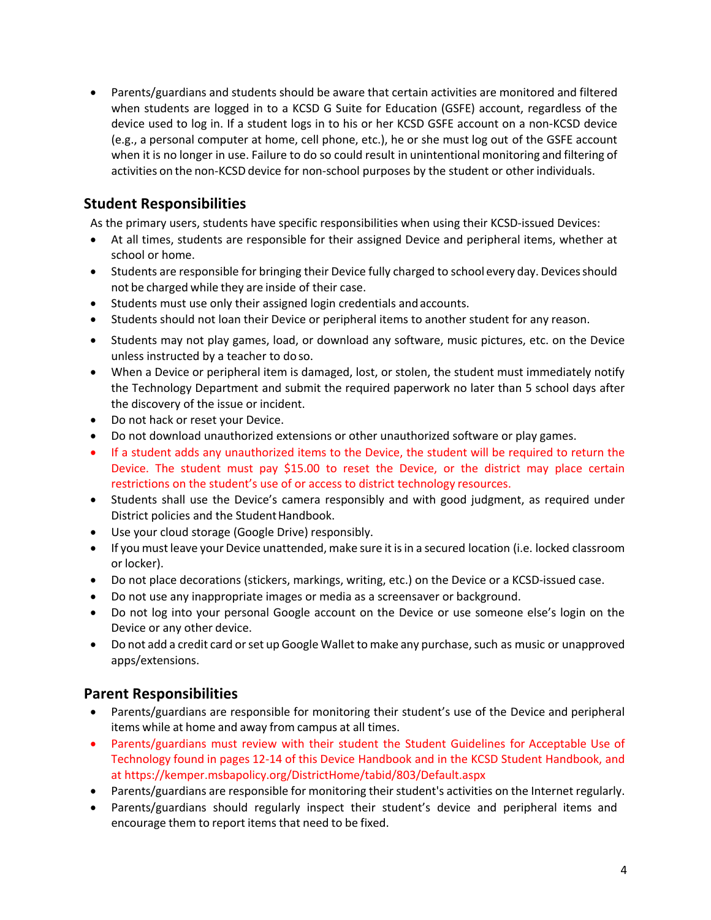- Parents/guardians and students should be aware that certain activities are monitored and filtered when students are logged in to a KCSD G Suite for Education (GSFE) account, regardless of the device used to log in. If a student logs in to his or her KCSD GSFE account on a non-KCSD device (e.g., a personal computer at home, cell phone, etc.), he or she must log out of the GSFE account when it is no longer in use. Failure to do so could result in unintentional monitoring and filtering of activities on the non-KCSD device for non-school purposes by the student or other individuals.

## Student Responsibilities

As the primary users, students have specific responsibilities when using their KCSD-issued Devices:

- At all times, students are responsible for their assigned Device and peripheral items, whether at school or home.
- Students are responsible for bringing their Device fully charged to school every day. Devices should not be charged while they are inside of their case.
- Students must use only their assigned login credentials and accounts.
- Students should not loan their Device or peripheral items to another student for any reason.
- Students may not play games, load, or download any software, music pictures, etc. on the Device unless instructed by a teacher to do so.
- When a Device or peripheral item is damaged, lost, or stolen, the student must immediately notify the Technology Department and submit the required paperwork no later than 5 school days after the discovery of the issue or incident.
- Do not hack or reset your Device.
- Do not download unauthorized extensions or other unauthorized software or play games.
- If a student adds any unauthorized items to the Device, the student will be required to return the Device. The student must pay $15.00 to reset the Device, or the district may place certain restrictions on the student's use of or access to district technology resources.
- Students shall use the Device's camera responsibly and with good judgment, as required under District policies and the Student Handbook.
- Use your cloud storage (Google Drive) responsibly.
- If you must leave your Device unattended, make sure it is in a secured location (i.e. locked classroom or locker).
- Do not place decorations (stickers, markings, writing, etc.) on the Device or a KCSD-issued case.
- Do not use any inappropriate images or media as a screensaver or background.
- Do not log into your personal Google account on the Device or use someone else's login on the Device or any other device.
- Do not add a credit card or set up Google Wallet to make any purchase, such as music or unapproved apps/extensions.

## Parent Responsibilities

- Parents/guardians are responsible for monitoring their student's use of the Device and peripheral items while at home and away from campus at all times.
- Parents/guardians must review with their student the Student Guidelines for Acceptable Use of Technology found in pages 12-14 of this Device Handbook and in the KCSD Student Handbook, and at https://kemper.msbapolicy.org/DistrictHome/tabid/803/Default.aspx
- Parents/guardians are responsible for monitoring their student's activities on the Internet regularly.
- Parents/guardians should regularly inspect their student's device and peripheral items and encourage them to report items that need to be fixed.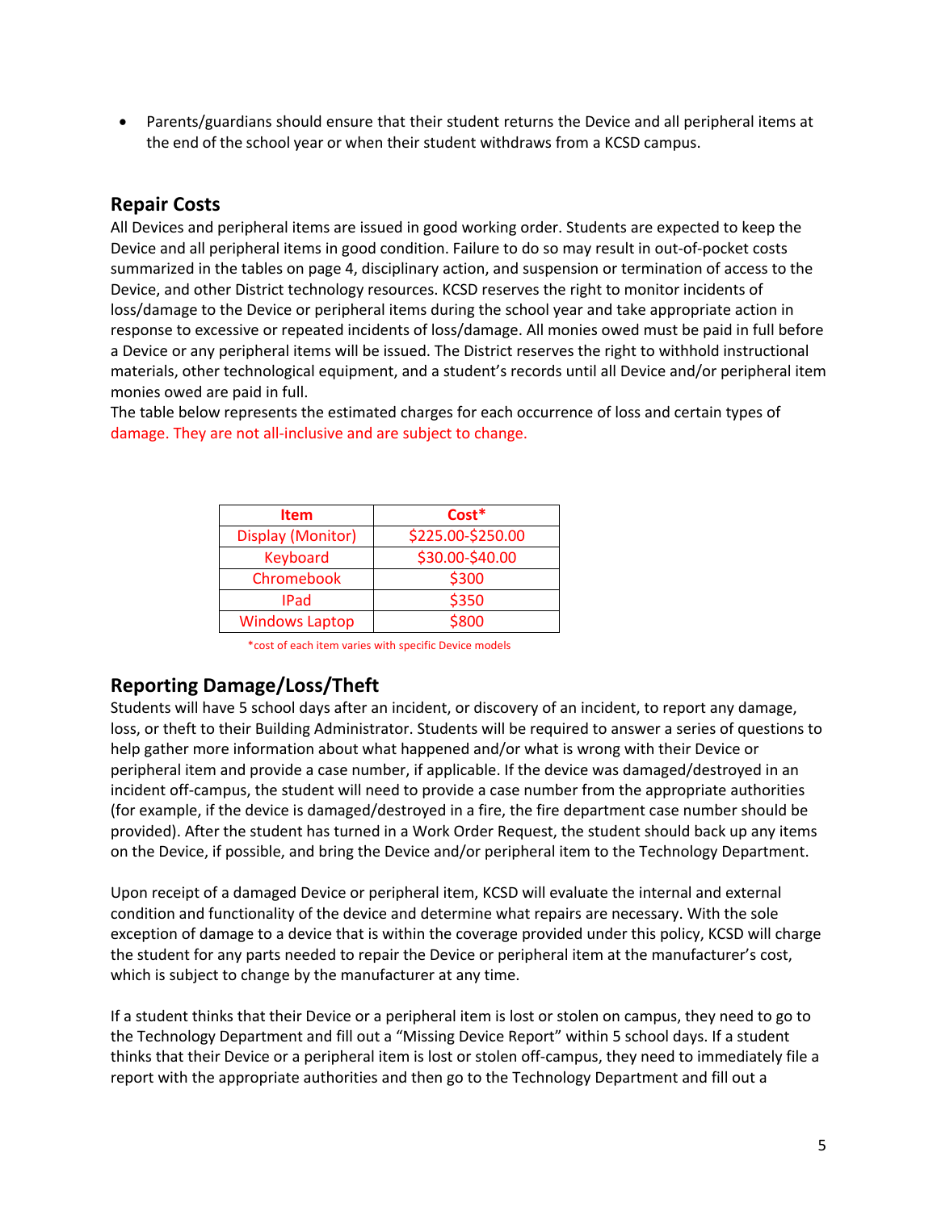- Parents/guardians should ensure that their student returns the Device and all peripheral items at the end of the school year or when their student withdraws from a KCSD campus.

## Repair Costs

All Devices and peripheral items are issued in good working order. Students are expected to keep the Device and all peripheral items in good condition. Failure to do so may result in out-of-pocket costs summarized in the tables on page 4, disciplinary action, and suspension or termination of access to the Device, and other District technology resources. KCSD reserves the right to monitor incidents of loss/damage to the Device or peripheral items during the school year and take appropriate action in response to excessive or repeated incidents of loss/damage. All monies owed must be paid in full before a Device or any peripheral items will be issued. The District reserves the right to withhold instructional materials, other technological equipment, and a student's records until all Device and/or peripheral item monies owed are paid in full.

The table below represents the estimated charges for each occurrence of loss and certain types of damage. They are not all-inclusive and are subject to change.

| Item | Cost* |
|---|---|
| Display (Monitor) | $225.00-$250.00 |
| Keyboard | $30.00-$40.00 |
| Chromebook | $300 |
| IPad | $350 |
| Windows Laptop | $800 |

*cost of each item varies with specific Device models

## Reporting Damage/Loss/Theft

Students will have 5 school days after an incident, or discovery of an incident, to report any damage, loss, or theft to their Building Administrator. Students will be required to answer a series of questions to help gather more information about what happened and/or what is wrong with their Device or peripheral item and provide a case number, if applicable. If the device was damaged/destroyed in an incident off-campus, the student will need to provide a case number from the appropriate authorities (for example, if the device is damaged/destroyed in a fire, the fire department case number should be provided). After the student has turned in a Work Order Request, the student should back up any items on the Device, if possible, and bring the Device and/or peripheral item to the Technology Department.

Upon receipt of a damaged Device or peripheral item, KCSD will evaluate the internal and external condition and functionality of the device and determine what repairs are necessary. With the sole exception of damage to a device that is within the coverage provided under this policy, KCSD will charge the student for any parts needed to repair the Device or peripheral item at the manufacturer's cost, which is subject to change by the manufacturer at any time.

If a student thinks that their Device or a peripheral item is lost or stolen on campus, they need to go to the Technology Department and fill out a "Missing Device Report" within 5 school days. If a student thinks that their Device or a peripheral item is lost or stolen off-campus, they need to immediately file a report with the appropriate authorities and then go to the Technology Department and fill out a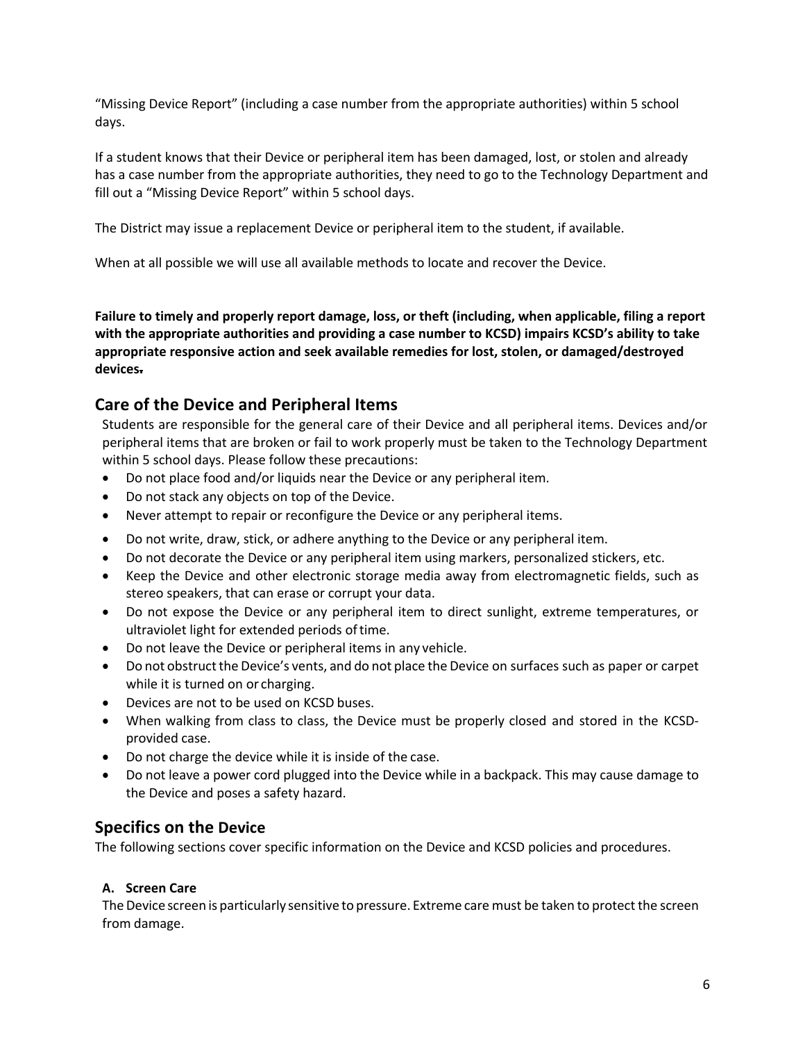"Missing Device Report" (including a case number from the appropriate authorities) within 5 school days.

If a student knows that their Device or peripheral item has been damaged, lost, or stolen and already has a case number from the appropriate authorities, they need to go to the Technology Department and fill out a "Missing Device Report" within 5 school days.

The District may issue a replacement Device or peripheral item to the student, if available.

When at all possible we will use all available methods to locate and recover the Device.

**Failure to timely and properly report damage, loss, or theft (including, when applicable, filing a report with the appropriate authorities and providing a case number to KCSD) impairs KCSD's ability to take appropriate responsive action and seek available remedies for lost, stolen, or damaged/destroyed devices.**

## Care of the Device and Peripheral Items

Students are responsible for the general care of their Device and all peripheral items. Devices and/or peripheral items that are broken or fail to work properly must be taken to the Technology Department within 5 school days. Please follow these precautions:

- Do not place food and/or liquids near the Device or any peripheral item.
- Do not stack any objects on top of the Device.
- Never attempt to repair or reconfigure the Device or any peripheral items.
- Do not write, draw, stick, or adhere anything to the Device or any peripheral item.
- Do not decorate the Device or any peripheral item using markers, personalized stickers, etc.
- Keep the Device and other electronic storage media away from electromagnetic fields, such as stereo speakers, that can erase or corrupt your data.
- Do not expose the Device or any peripheral item to direct sunlight, extreme temperatures, or ultraviolet light for extended periods of time.
- Do not leave the Device or peripheral items in any vehicle.
- Do not obstruct the Device's vents, and do not place the Device on surfaces such as paper or carpet while it is turned on or charging.
- Devices are not to be used on KCSD buses.
- When walking from class to class, the Device must be properly closed and stored in the KCSD-provided case.
- Do not charge the device while it is inside of the case.
- Do not leave a power cord plugged into the Device while in a backpack. This may cause damage to the Device and poses a safety hazard.

## Specifics on the Device

The following sections cover specific information on the Device and KCSD policies and procedures.

### A. Screen Care

The Device screen is particularly sensitive to pressure. Extreme care must be taken to protect the screen from damage.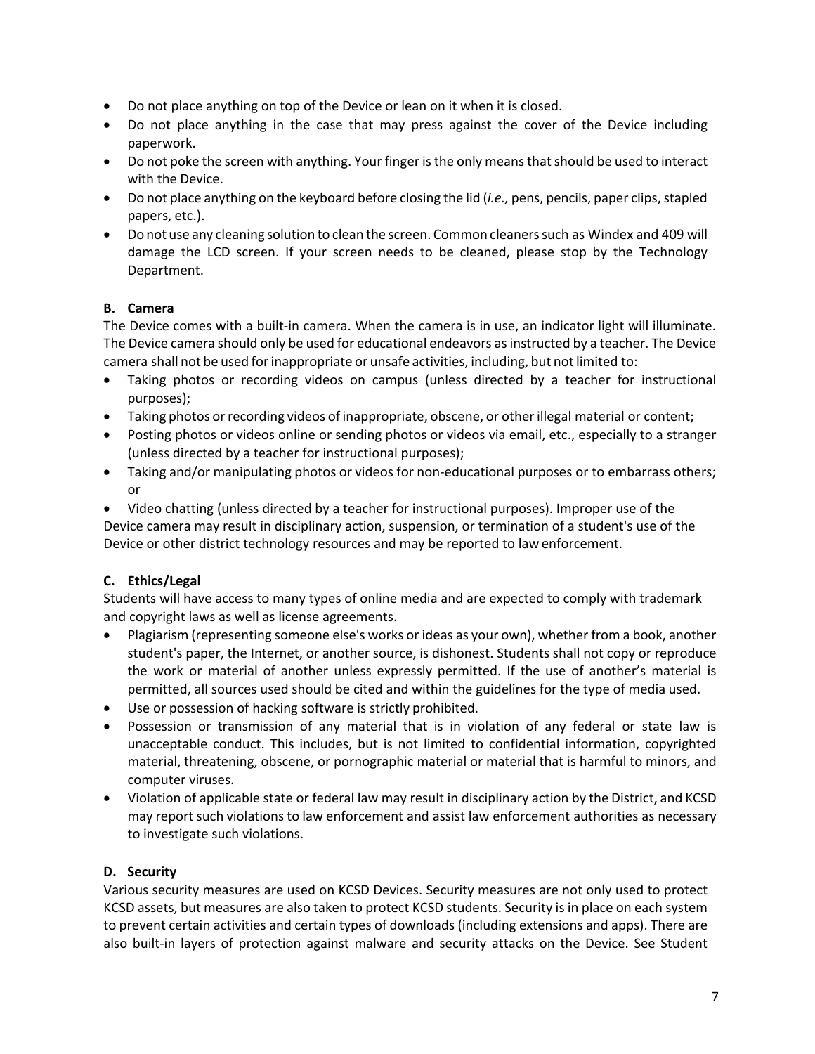- Do not place anything on top of the Device or lean on it when it is closed.
- Do not place anything in the case that may press against the cover of the Device including paperwork.
- Do not poke the screen with anything. Your finger is the only means that should be used to interact with the Device.
- Do not place anything on the keyboard before closing the lid (*i.e.,* pens, pencils, paper clips, stapled papers, etc.).
- Do not use any cleaning solution to clean the screen. Common cleaners such as Windex and 409 will damage the LCD screen. If your screen needs to be cleaned, please stop by the Technology Department.

**B. Camera**

The Device comes with a built-in camera. When the camera is in use, an indicator light will illuminate. The Device camera should only be used for educational endeavors as instructed by a teacher. The Device camera shall not be used for inappropriate or unsafe activities, including, but not limited to:

- Taking photos or recording videos on campus (unless directed by a teacher for instructional purposes);
- Taking photos or recording videos of inappropriate, obscene, or other illegal material or content;
- Posting photos or videos online or sending photos or videos via email, etc., especially to a stranger (unless directed by a teacher for instructional purposes);
- Taking and/or manipulating photos or videos for non-educational purposes or to embarrass others; or
- Video chatting (unless directed by a teacher for instructional purposes). Improper use of the

Device camera may result in disciplinary action, suspension, or termination of a student's use of the Device or other district technology resources and may be reported to law enforcement.

**C. Ethics/Legal**

Students will have access to many types of online media and are expected to comply with trademark and copyright laws as well as license agreements.

- Plagiarism (representing someone else's works or ideas as your own), whether from a book, another student's paper, the Internet, or another source, is dishonest. Students shall not copy or reproduce the work or material of another unless expressly permitted. If the use of another's material is permitted, all sources used should be cited and within the guidelines for the type of media used.
- Use or possession of hacking software is strictly prohibited.
- Possession or transmission of any material that is in violation of any federal or state law is unacceptable conduct. This includes, but is not limited to confidential information, copyrighted material, threatening, obscene, or pornographic material or material that is harmful to minors, and computer viruses.
- Violation of applicable state or federal law may result in disciplinary action by the District, and KCSD may report such violations to law enforcement and assist law enforcement authorities as necessary to investigate such violations.

**D. Security**

Various security measures are used on KCSD Devices. Security measures are not only used to protect KCSD assets, but measures are also taken to protect KCSD students. Security is in place on each system to prevent certain activities and certain types of downloads (including extensions and apps). There are also built-in layers of protection against malware and security attacks on the Device. See Student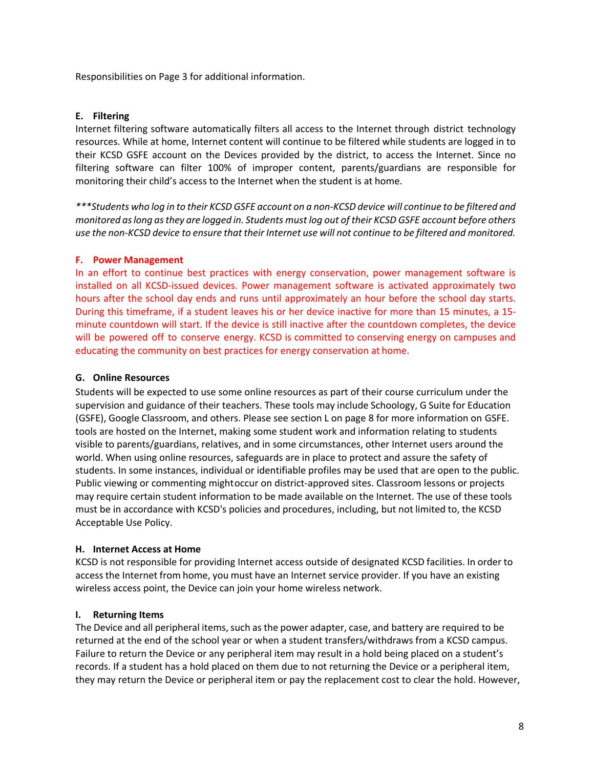Responsibilities on Page 3 for additional information.

### E. Filtering

Internet filtering software automatically filters all access to the Internet through district technology resources. While at home, Internet content will continue to be filtered while students are logged in to their KCSD GSFE account on the Devices provided by the district, to access the Internet. Since no filtering software can filter 100% of improper content, parents/guardians are responsible for monitoring their child's access to the Internet when the student is at home.

****Students who log in to their KCSD GSFE account on a non-KCSD device will continue to be filtered and monitored as long as they are logged in. Students must log out of their KCSD GSFE account before others use the non-KCSD device to ensure that their Internet use will not continue to be filtered and monitored.*

### F. Power Management

In an effort to continue best practices with energy conservation, power management software is installed on all KCSD-issued devices. Power management software is activated approximately two hours after the school day ends and runs until approximately an hour before the school day starts. During this timeframe, if a student leaves his or her device inactive for more than 15 minutes, a 15-minute countdown will start. If the device is still inactive after the countdown completes, the device will be powered off to conserve energy. KCSD is committed to conserving energy on campuses and educating the community on best practices for energy conservation at home.

### G. Online Resources

Students will be expected to use some online resources as part of their course curriculum under the supervision and guidance of their teachers. These tools may include Schoology, G Suite for Education (GSFE), Google Classroom, and others. Please see section L on page 8 for more information on GSFE. tools are hosted on the Internet, making some student work and information relating to students visible to parents/guardians, relatives, and in some circumstances, other Internet users around the world. When using online resources, safeguards are in place to protect and assure the safety of students. In some instances, individual or identifiable profiles may be used that are open to the public. Public viewing or commenting mightoccur on district-approved sites. Classroom lessons or projects may require certain student information to be made available on the Internet. The use of these tools must be in accordance with KCSD's policies and procedures, including, but not limited to, the KCSD Acceptable Use Policy.

### H. Internet Access at Home

KCSD is not responsible for providing Internet access outside of designated KCSD facilities. In order to access the Internet from home, you must have an Internet service provider. If you have an existing wireless access point, the Device can join your home wireless network.

### I. Returning Items

The Device and all peripheral items, such as the power adapter, case, and battery are required to be returned at the end of the school year or when a student transfers/withdraws from a KCSD campus. Failure to return the Device or any peripheral item may result in a hold being placed on a student's records. If a student has a hold placed on them due to not returning the Device or a peripheral item, they may return the Device or peripheral item or pay the replacement cost to clear the hold. However,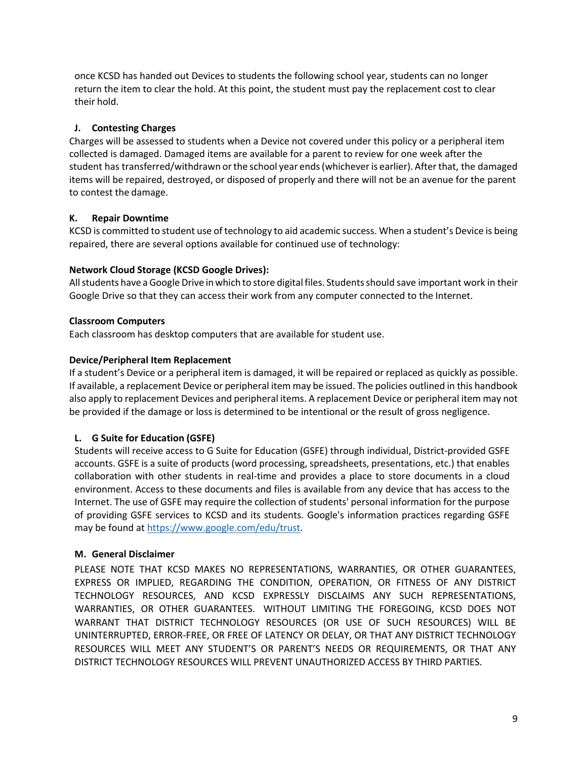once KCSD has handed out Devices to students the following school year, students can no longer return the item to clear the hold. At this point, the student must pay the replacement cost to clear their hold.

### J. Contesting Charges

Charges will be assessed to students when a Device not covered under this policy or a peripheral item collected is damaged. Damaged items are available for a parent to review for one week after the student has transferred/withdrawn or the school year ends (whichever is earlier). After that, the damaged items will be repaired, destroyed, or disposed of properly and there will not be an avenue for the parent to contest the damage.

### K. Repair Downtime

KCSD is committed to student use of technology to aid academic success. When a student's Device is being repaired, there are several options available for continued use of technology:

**Network Cloud Storage (KCSD Google Drives):**

All students have a Google Drive in which to store digital files. Students should save important work in their Google Drive so that they can access their work from any computer connected to the Internet.

**Classroom Computers**

Each classroom has desktop computers that are available for student use.

**Device/Peripheral Item Replacement**

If a student's Device or a peripheral item is damaged, it will be repaired or replaced as quickly as possible. If available, a replacement Device or peripheral item may be issued. The policies outlined in this handbook also apply to replacement Devices and peripheral items. A replacement Device or peripheral item may not be provided if the damage or loss is determined to be intentional or the result of gross negligence.

### L. G Suite for Education (GSFE)

Students will receive access to G Suite for Education (GSFE) through individual, District-provided GSFE accounts. GSFE is a suite of products (word processing, spreadsheets, presentations, etc.) that enables collaboration with other students in real-time and provides a place to store documents in a cloud environment. Access to these documents and files is available from any device that has access to the Internet. The use of GSFE may require the collection of students' personal information for the purpose of providing GSFE services to KCSD and its students. Google's information practices regarding GSFE may be found at [https://www.google.com/edu/trust](https://www.google.com/edu/trust).

### M. General Disclaimer

PLEASE NOTE THAT KCSD MAKES NO REPRESENTATIONS, WARRANTIES, OR OTHER GUARANTEES, EXPRESS OR IMPLIED, REGARDING THE CONDITION, OPERATION, OR FITNESS OF ANY DISTRICT TECHNOLOGY RESOURCES, AND KCSD EXPRESSLY DISCLAIMS ANY SUCH REPRESENTATIONS, WARRANTIES, OR OTHER GUARANTEES. WITHOUT LIMITING THE FOREGOING, KCSD DOES NOT WARRANT THAT DISTRICT TECHNOLOGY RESOURCES (OR USE OF SUCH RESOURCES) WILL BE UNINTERRUPTED, ERROR-FREE, OR FREE OF LATENCY OR DELAY, OR THAT ANY DISTRICT TECHNOLOGY RESOURCES WILL MEET ANY STUDENT'S OR PARENT'S NEEDS OR REQUIREMENTS, OR THAT ANY DISTRICT TECHNOLOGY RESOURCES WILL PREVENT UNAUTHORIZED ACCESS BY THIRD PARTIES.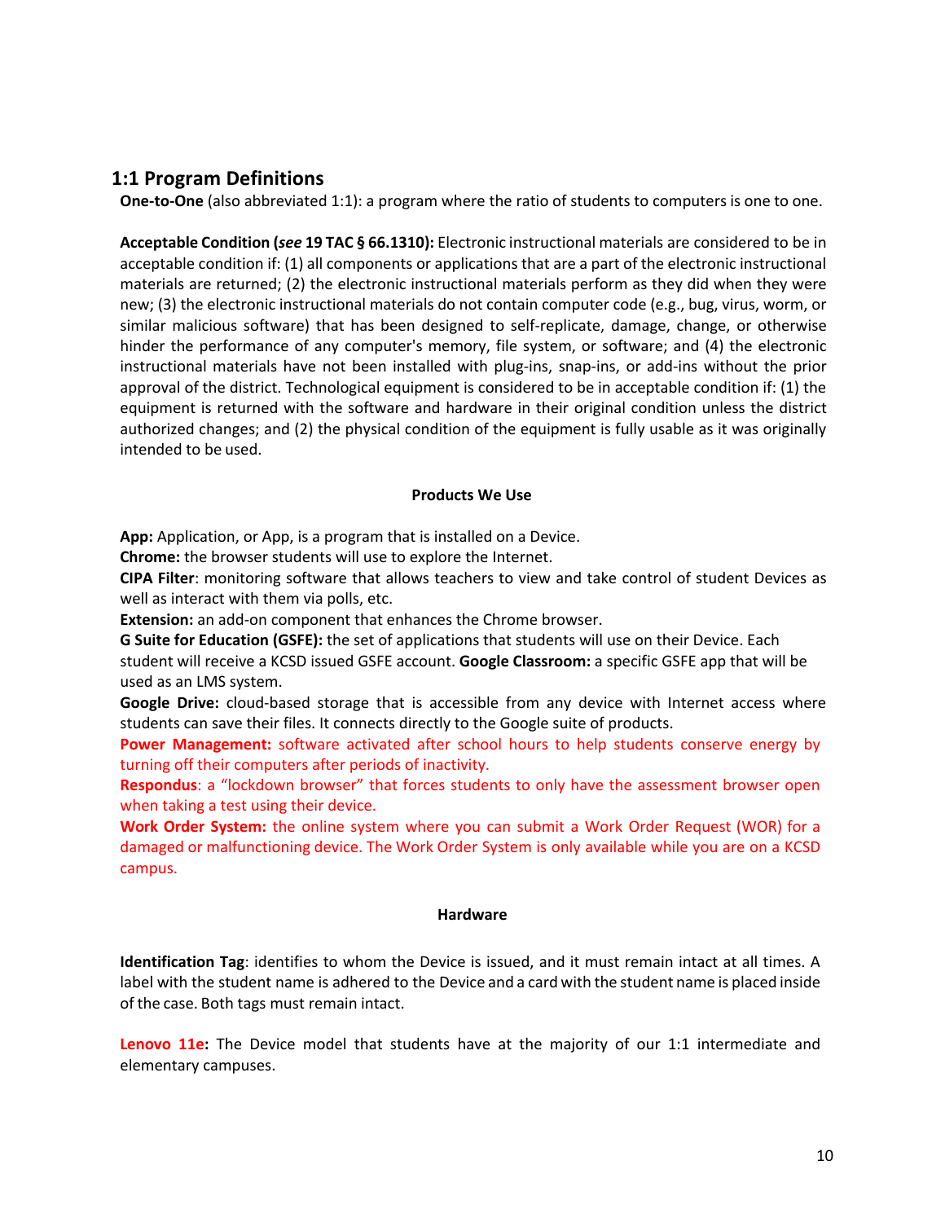## 1:1 Program Definitions

**One-to-One** (also abbreviated 1:1): a program where the ratio of students to computers is one to one.

**Acceptable Condition (*see* 19 TAC § 66.1310):** Electronic instructional materials are considered to be in acceptable condition if: (1) all components or applications that are a part of the electronic instructional materials are returned; (2) the electronic instructional materials perform as they did when they were new; (3) the electronic instructional materials do not contain computer code (e.g., bug, virus, worm, or similar malicious software) that has been designed to self-replicate, damage, change, or otherwise hinder the performance of any computer's memory, file system, or software; and (4) the electronic instructional materials have not been installed with plug-ins, snap-ins, or add-ins without the prior approval of the district. Technological equipment is considered to be in acceptable condition if: (1) the equipment is returned with the software and hardware in their original condition unless the district authorized changes; and (2) the physical condition of the equipment is fully usable as it was originally intended to be used.

**Products We Use**

**App:** Application, or App, is a program that is installed on a Device.
**Chrome:** the browser students will use to explore the Internet.
**CIPA Filter**: monitoring software that allows teachers to view and take control of student Devices as well as interact with them via polls, etc.
**Extension:** an add-on component that enhances the Chrome browser.
**G Suite for Education (GSFE):** the set of applications that students will use on their Device. Each student will receive a KCSD issued GSFE account. **Google Classroom:** a specific GSFE app that will be used as an LMS system.
**Google Drive:** cloud-based storage that is accessible from any device with Internet access where students can save their files. It connects directly to the Google suite of products.
**Power Management:** software activated after school hours to help students conserve energy by turning off their computers after periods of inactivity.
**Respondus**: a "lockdown browser" that forces students to only have the assessment browser open when taking a test using their device.
**Work Order System:** the online system where you can submit a Work Order Request (WOR) for a damaged or malfunctioning device. The Work Order System is only available while you are on a KCSD campus.

**Hardware**

**Identification Tag**: identifies to whom the Device is issued, and it must remain intact at all times. A label with the student name is adhered to the Device and a card with the student name is placed inside of the case. Both tags must remain intact.

**Lenovo 11e:** The Device model that students have at the majority of our 1:1 intermediate and elementary campuses.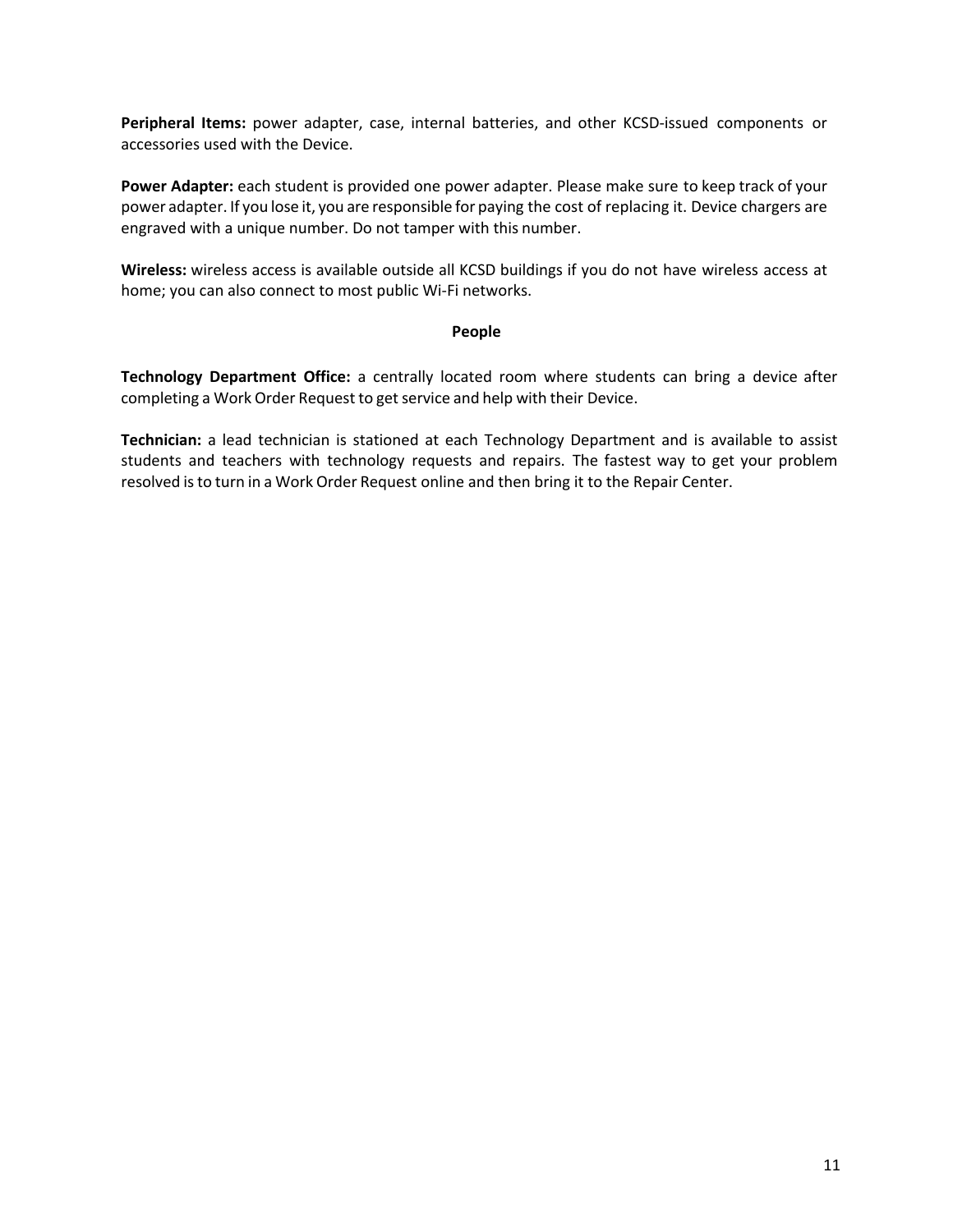**Peripheral Items:** power adapter, case, internal batteries, and other KCSD-issued components or accessories used with the Device.

**Power Adapter:** each student is provided one power adapter. Please make sure to keep track of your power adapter. If you lose it, you are responsible for paying the cost of replacing it. Device chargers are engraved with a unique number. Do not tamper with this number.

**Wireless:** wireless access is available outside all KCSD buildings if you do not have wireless access at home; you can also connect to most public Wi-Fi networks.

**People**

**Technology Department Office:** a centrally located room where students can bring a device after completing a Work Order Request to get service and help with their Device.

**Technician:** a lead technician is stationed at each Technology Department and is available to assist students and teachers with technology requests and repairs. The fastest way to get your problem resolved is to turn in a Work Order Request online and then bring it to the Repair Center.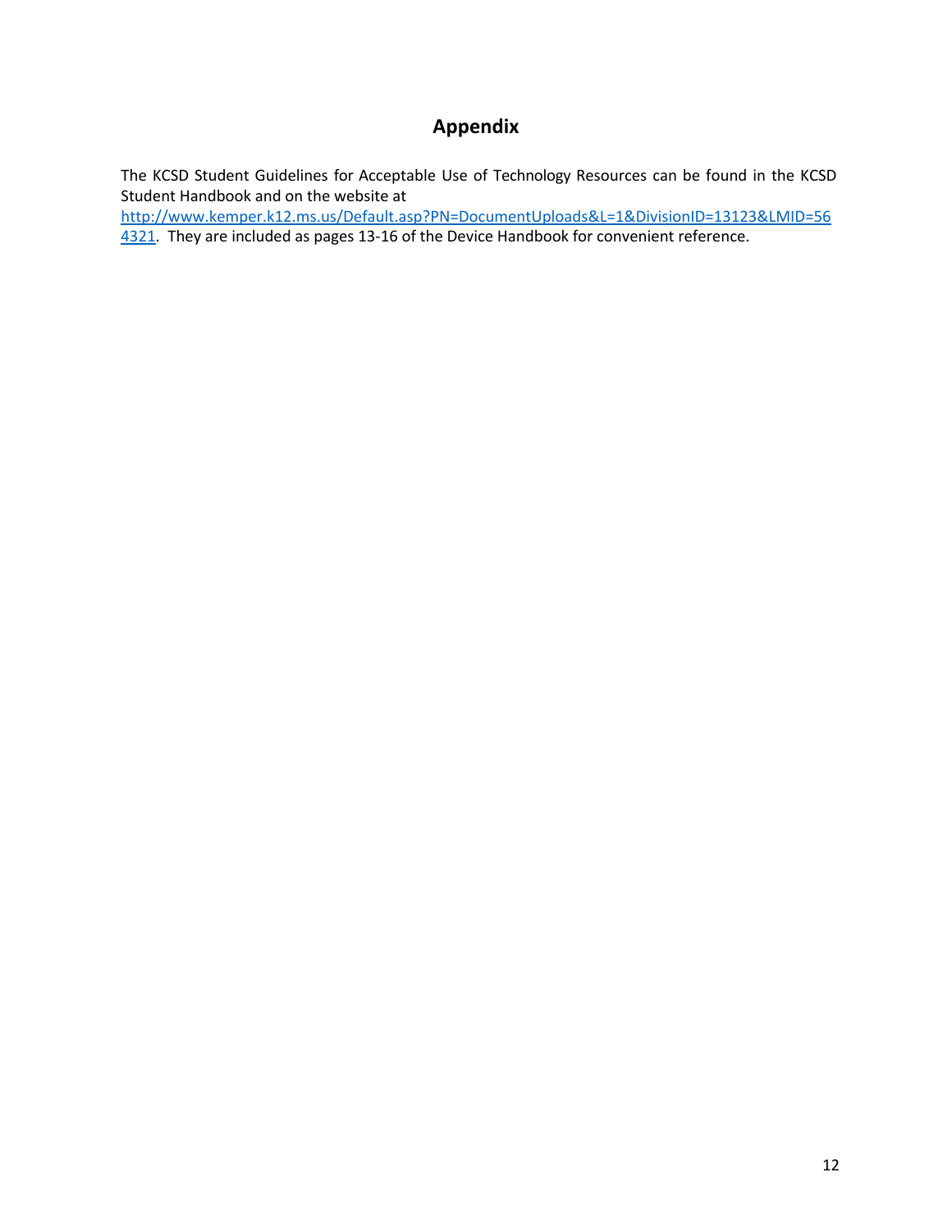# Appendix

The KCSD Student Guidelines for Acceptable Use of Technology Resources can be found in the KCSD Student Handbook and on the website at http://www.kemper.k12.ms.us/Default.asp?PN=DocumentUploads&L=1&DivisionID=13123&LMID=564321. They are included as pages 13-16 of the Device Handbook for convenient reference.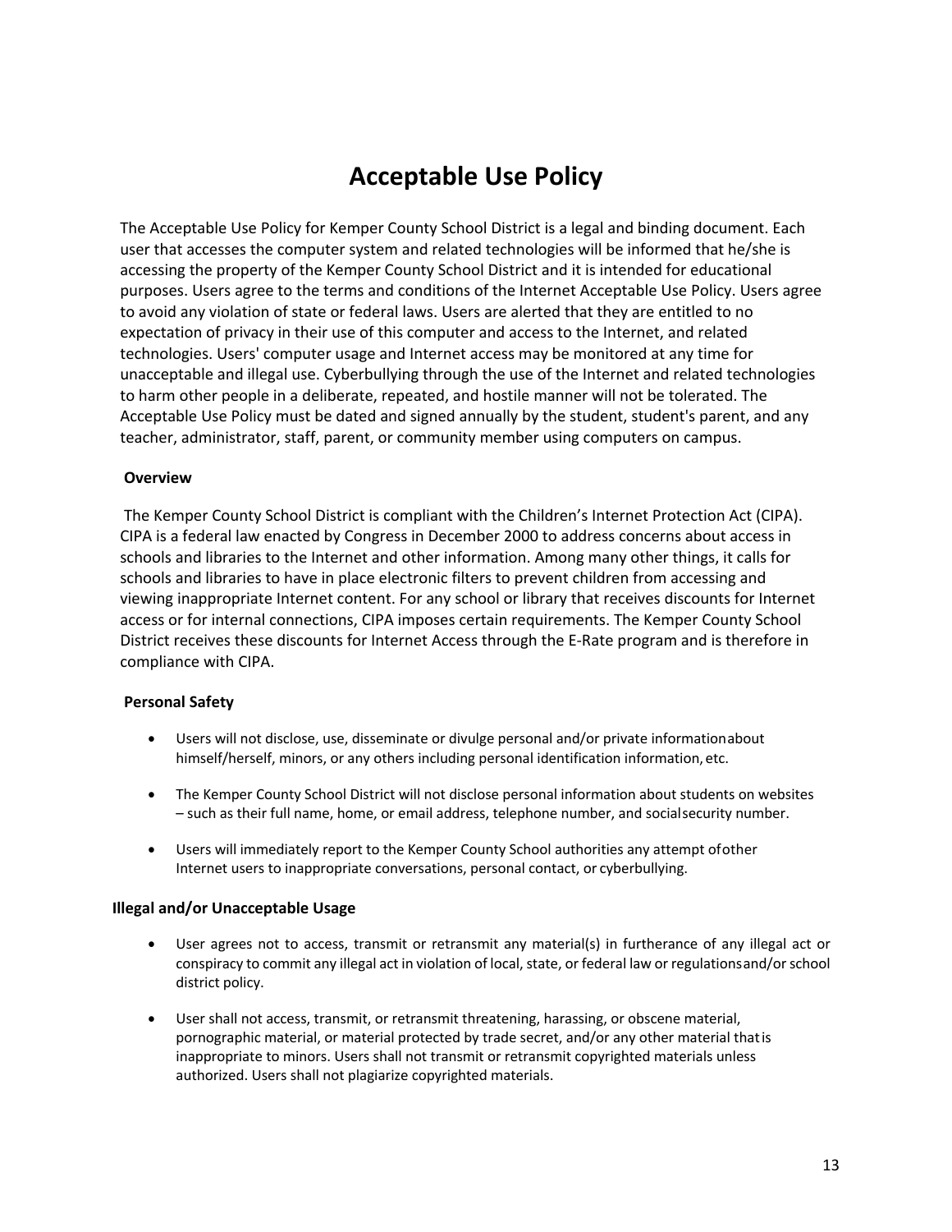# Acceptable Use Policy

The Acceptable Use Policy for Kemper County School District is a legal and binding document. Each user that accesses the computer system and related technologies will be informed that he/she is accessing the property of the Kemper County School District and it is intended for educational purposes. Users agree to the terms and conditions of the Internet Acceptable Use Policy. Users agree to avoid any violation of state or federal laws. Users are alerted that they are entitled to no expectation of privacy in their use of this computer and access to the Internet, and related technologies. Users' computer usage and Internet access may be monitored at any time for unacceptable and illegal use. Cyberbullying through the use of the Internet and related technologies to harm other people in a deliberate, repeated, and hostile manner will not be tolerated. The Acceptable Use Policy must be dated and signed annually by the student, student's parent, and any teacher, administrator, staff, parent, or community member using computers on campus.

**Overview**

The Kemper County School District is compliant with the Children's Internet Protection Act (CIPA). CIPA is a federal law enacted by Congress in December 2000 to address concerns about access in schools and libraries to the Internet and other information. Among many other things, it calls for schools and libraries to have in place electronic filters to prevent children from accessing and viewing inappropriate Internet content. For any school or library that receives discounts for Internet access or for internal connections, CIPA imposes certain requirements. The Kemper County School District receives these discounts for Internet Access through the E-Rate program and is therefore in compliance with CIPA.

**Personal Safety**

- Users will not disclose, use, disseminate or divulge personal and/or private information about himself/herself, minors, or any others including personal identification information, etc.
- The Kemper County School District will not disclose personal information about students on websites – such as their full name, home, or email address, telephone number, and social security number.
- Users will immediately report to the Kemper County School authorities any attempt of other Internet users to inappropriate conversations, personal contact, or cyberbullying.

**Illegal and/or Unacceptable Usage**

- User agrees not to access, transmit or retransmit any material(s) in furtherance of any illegal act or conspiracy to commit any illegal act in violation of local, state, or federal law or regulations and/or school district policy.
- User shall not access, transmit, or retransmit threatening, harassing, or obscene material, pornographic material, or material protected by trade secret, and/or any other material that is inappropriate to minors. Users shall not transmit or retransmit copyrighted materials unless authorized. Users shall not plagiarize copyrighted materials.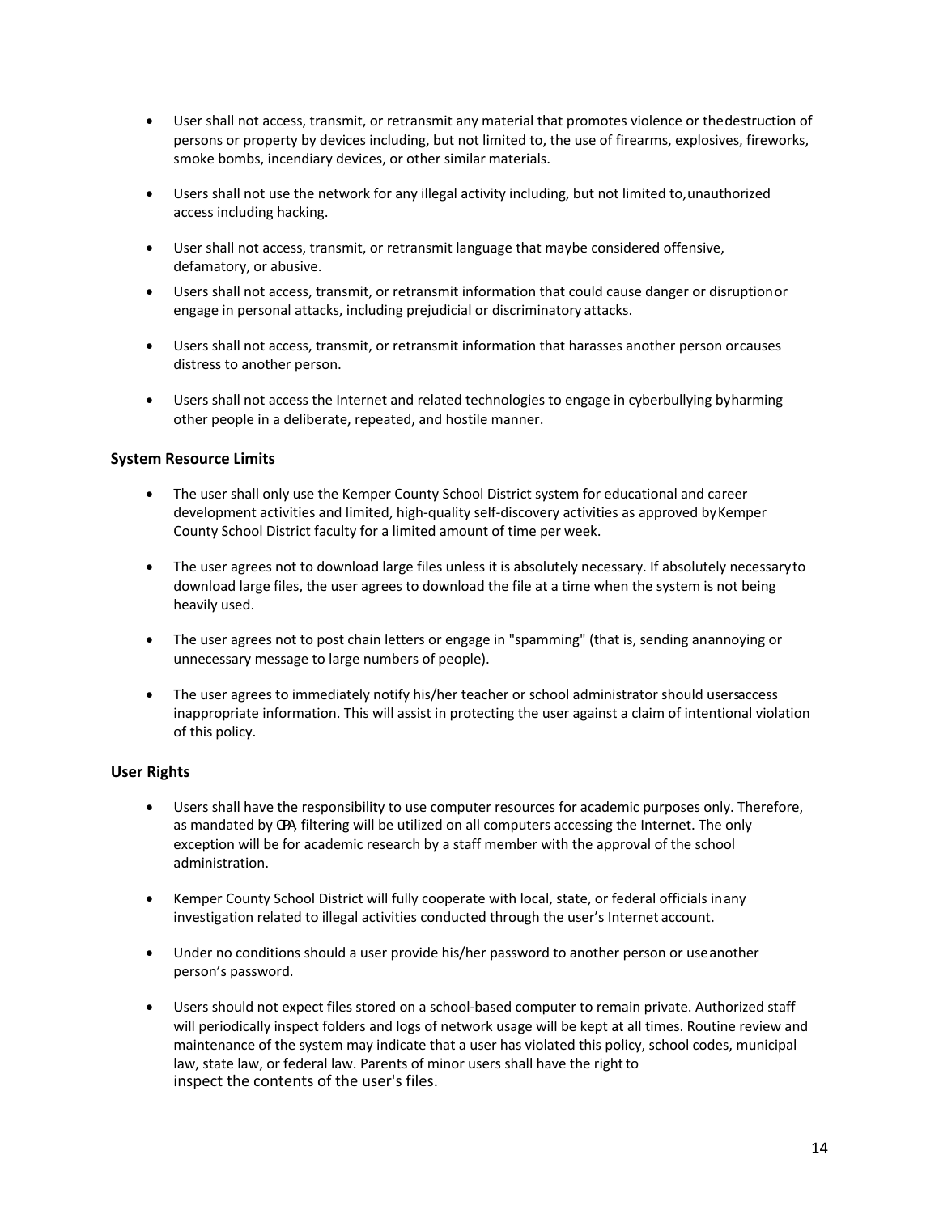- User shall not access, transmit, or retransmit any material that promotes violence or the destruction of persons or property by devices including, but not limited to, the use of firearms, explosives, fireworks, smoke bombs, incendiary devices, or other similar materials.
- Users shall not use the network for any illegal activity including, but not limited to, unauthorized access including hacking.
- User shall not access, transmit, or retransmit language that maybe considered offensive, defamatory, or abusive.
- Users shall not access, transmit, or retransmit information that could cause danger or disruption or engage in personal attacks, including prejudicial or discriminatory attacks.
- Users shall not access, transmit, or retransmit information that harasses another person or causes distress to another person.
- Users shall not access the Internet and related technologies to engage in cyberbullying by harming other people in a deliberate, repeated, and hostile manner.

### System Resource Limits

- The user shall only use the Kemper County School District system for educational and career development activities and limited, high-quality self-discovery activities as approved by Kemper County School District faculty for a limited amount of time per week.
- The user agrees not to download large files unless it is absolutely necessary. If absolutely necessary to download large files, the user agrees to download the file at a time when the system is not being heavily used.
- The user agrees not to post chain letters or engage in "spamming" (that is, sending an annoying or unnecessary message to large numbers of people).
- The user agrees to immediately notify his/her teacher or school administrator should users access inappropriate information. This will assist in protecting the user against a claim of intentional violation of this policy.

### User Rights

- Users shall have the responsibility to use computer resources for academic purposes only. Therefore, as mandated by CIPA, filtering will be utilized on all computers accessing the Internet. The only exception will be for academic research by a staff member with the approval of the school administration.
- Kemper County School District will fully cooperate with local, state, or federal officials in any investigation related to illegal activities conducted through the user's Internet account.
- Under no conditions should a user provide his/her password to another person or use another person's password.
- Users should not expect files stored on a school-based computer to remain private. Authorized staff will periodically inspect folders and logs of network usage will be kept at all times. Routine review and maintenance of the system may indicate that a user has violated this policy, school codes, municipal law, state law, or federal law. Parents of minor users shall have the right to inspect the contents of the user's files.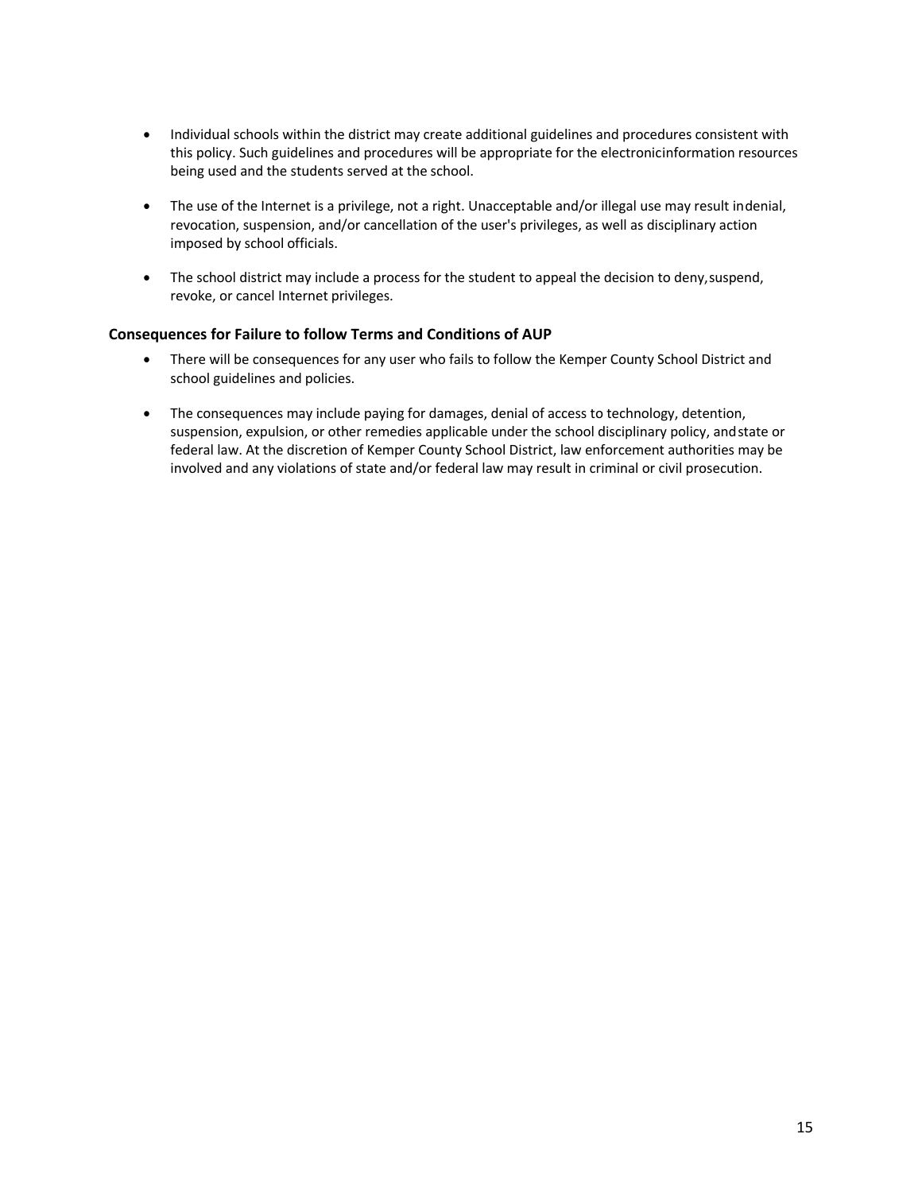- Individual schools within the district may create additional guidelines and procedures consistent with this policy. Such guidelines and procedures will be appropriate for the electronicinformation resources being used and the students served at the school.

- The use of the Internet is a privilege, not a right. Unacceptable and/or illegal use may result indenial, revocation, suspension, and/or cancellation of the user's privileges, as well as disciplinary action imposed by school officials.

- The school district may include a process for the student to appeal the decision to deny,suspend, revoke, or cancel Internet privileges.

### Consequences for Failure to follow Terms and Conditions of AUP

- There will be consequences for any user who fails to follow the Kemper County School District and school guidelines and policies.

- The consequences may include paying for damages, denial of access to technology, detention, suspension, expulsion, or other remedies applicable under the school disciplinary policy, andstate or federal law. At the discretion of Kemper County School District, law enforcement authorities may be involved and any violations of state and/or federal law may result in criminal or civil prosecution.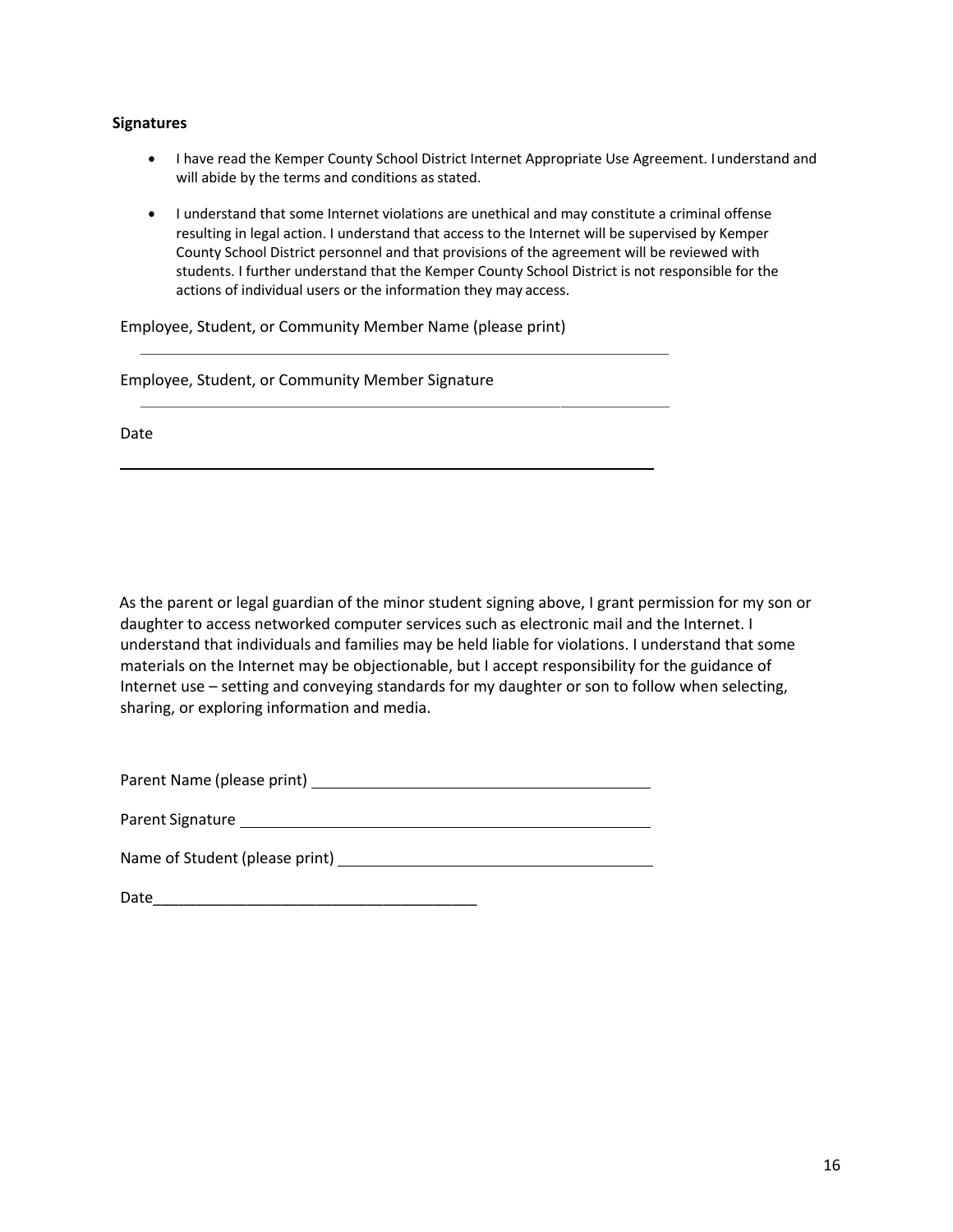**Signatures**

- I have read the Kemper County School District Internet Appropriate Use Agreement. I understand and will abide by the terms and conditions as stated.
- I understand that some Internet violations are unethical and may constitute a criminal offense resulting in legal action. I understand that access to the Internet will be supervised by Kemper County School District personnel and that provisions of the agreement will be reviewed with students. I further understand that the Kemper County School District is not responsible for the actions of individual users or the information they may access.

Employee, Student, or Community Member Name (please print)

\_\_\_\_\_\_\_\_\_\_\_\_\_\_\_\_\_\_\_\_\_\_\_\_\_\_\_\_\_\_\_\_\_\_\_\_\_\_\_\_\_\_\_\_\_\_\_\_

Employee, Student, or Community Member Signature

\_\_\_\_\_\_\_\_\_\_\_\_\_\_\_\_\_\_\_\_\_\_\_\_\_\_\_\_\_\_\_\_\_\_\_\_\_\_\_\_\_\_\_\_\_\_\_\_

Date

\_\_\_\_\_\_\_\_\_\_\_\_\_\_\_\_\_\_\_\_\_\_\_\_\_\_\_\_\_\_\_\_\_\_\_\_\_\_\_\_\_\_\_\_\_\_\_\_

As the parent or legal guardian of the minor student signing above, I grant permission for my son or daughter to access networked computer services such as electronic mail and the Internet. I understand that individuals and families may be held liable for violations. I understand that some materials on the Internet may be objectionable, but I accept responsibility for the guidance of Internet use – setting and conveying standards for my daughter or son to follow when selecting, sharing, or exploring information and media.

Parent Name (please print) \_\_\_\_\_\_\_\_\_\_\_\_\_\_\_\_\_\_\_\_\_\_\_\_\_\_\_\_\_\_\_\_\_\_\_\_\_\_\_\_

Parent Signature \_\_\_\_\_\_\_\_\_\_\_\_\_\_\_\_\_\_\_\_\_\_\_\_\_\_\_\_\_\_\_\_\_\_\_\_\_\_\_\_\_\_\_\_\_\_

Name of Student (please print) \_\_\_\_\_\_\_\_\_\_\_\_\_\_\_\_\_\_\_\_\_\_\_\_\_\_\_\_\_\_\_\_\_\_\_\_\_

Date\_\_\_\_\_\_\_\_\_\_\_\_\_\_\_\_\_\_\_\_\_\_\_\_\_\_\_\_\_\_\_\_\_\_\_\_\_\_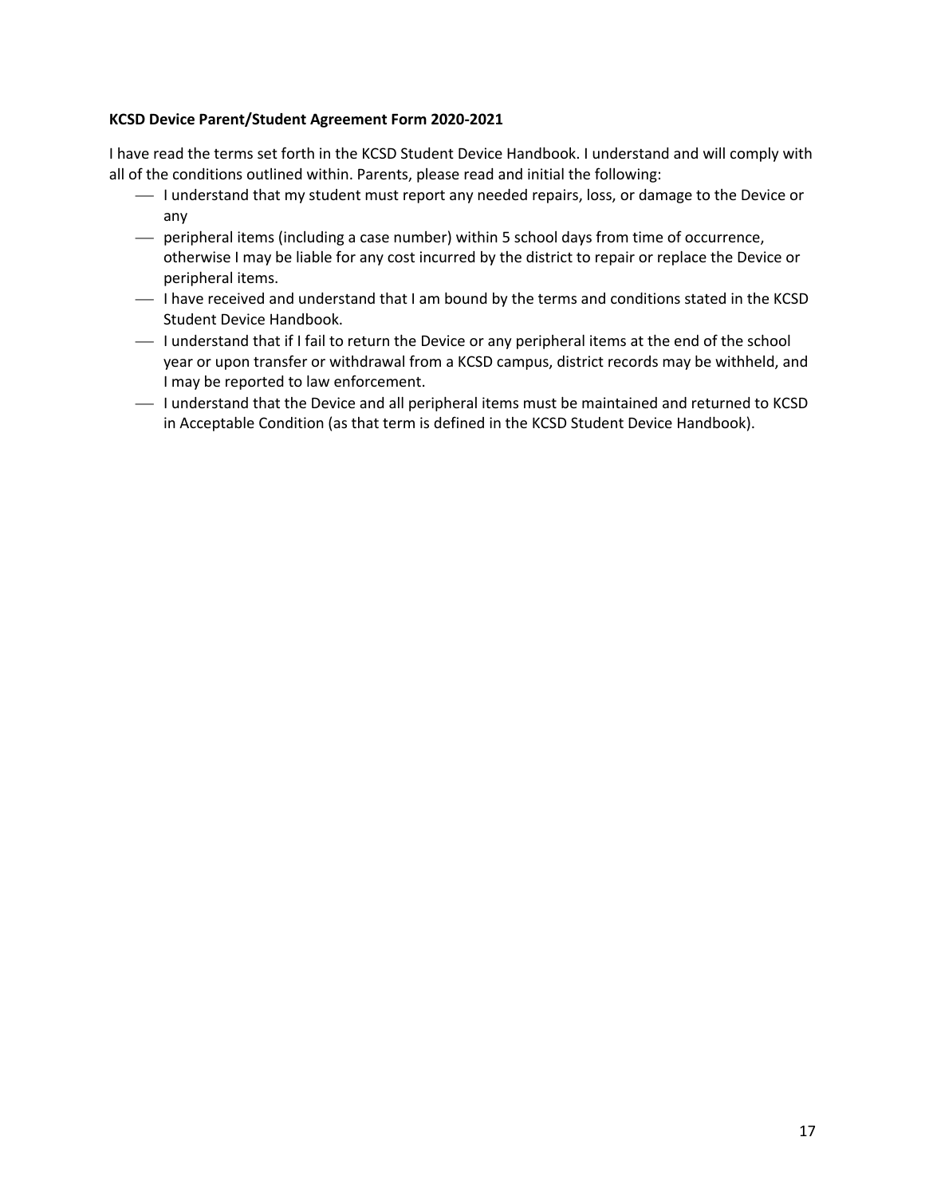**KCSD Device Parent/Student Agreement Form 2020-2021**

I have read the terms set forth in the KCSD Student Device Handbook. I understand and will comply with all of the conditions outlined within. Parents, please read and initial the following:

- ___ I understand that my student must report any needed repairs, loss, or damage to the Device or any
- ___ peripheral items (including a case number) within 5 school days from time of occurrence, otherwise I may be liable for any cost incurred by the district to repair or replace the Device or peripheral items.
- ___ I have received and understand that I am bound by the terms and conditions stated in the KCSD Student Device Handbook.
- ___ I understand that if I fail to return the Device or any peripheral items at the end of the school year or upon transfer or withdrawal from a KCSD campus, district records may be withheld, and I may be reported to law enforcement.
- ___ I understand that the Device and all peripheral items must be maintained and returned to KCSD in Acceptable Condition (as that term is defined in the KCSD Student Device Handbook).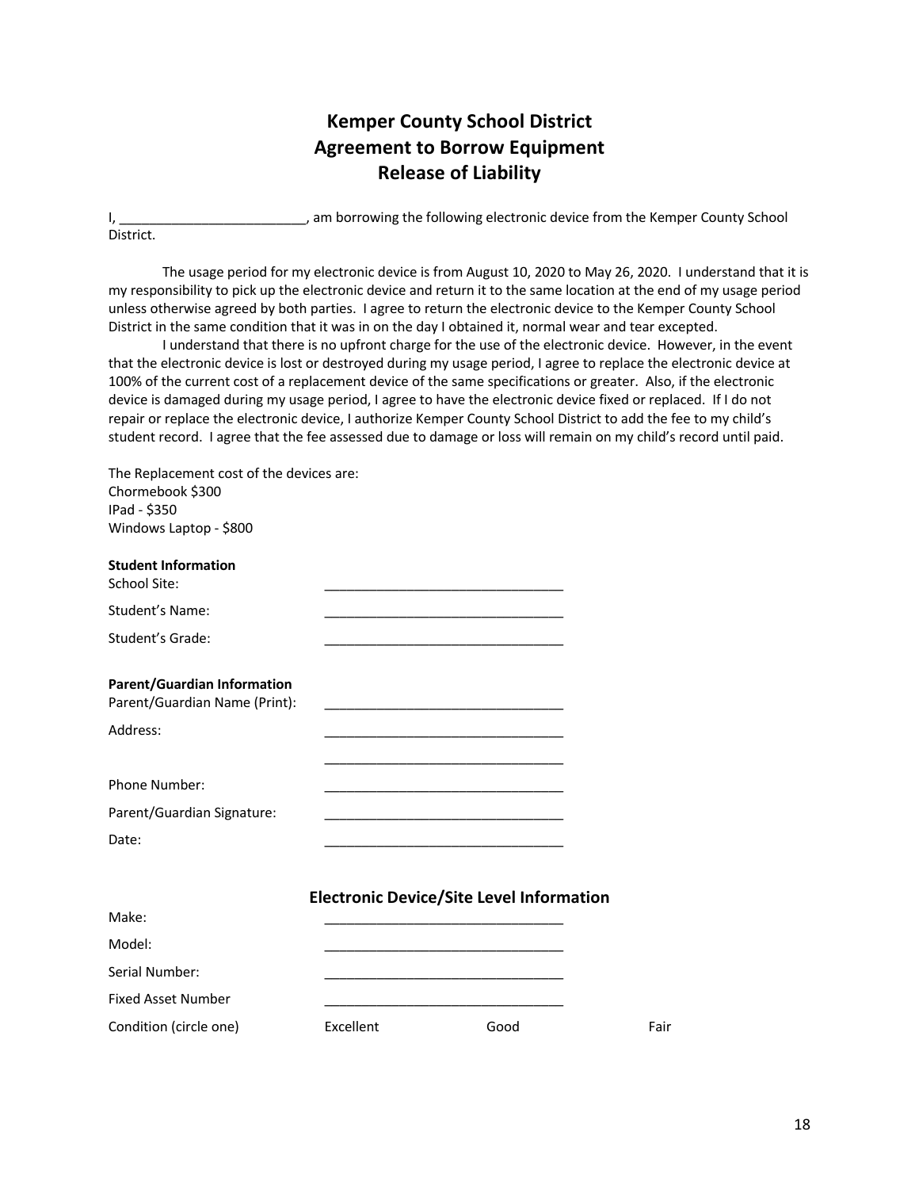# Kemper County School District
## Agreement to Borrow Equipment
## Release of Liability

I, _________________________, am borrowing the following electronic device from the Kemper County School District.

The usage period for my electronic device is from August 10, 2020 to May 26, 2020. I understand that it is my responsibility to pick up the electronic device and return it to the same location at the end of my usage period unless otherwise agreed by both parties. I agree to return the electronic device to the Kemper County School District in the same condition that it was in on the day I obtained it, normal wear and tear excepted.

I understand that there is no upfront charge for the use of the electronic device. However, in the event that the electronic device is lost or destroyed during my usage period, I agree to replace the electronic device at 100% of the current cost of a replacement device of the same specifications or greater. Also, if the electronic device is damaged during my usage period, I agree to have the electronic device fixed or replaced. If I do not repair or replace the electronic device, I authorize Kemper County School District to add the fee to my child's student record. I agree that the fee assessed due to damage or loss will remain on my child's record until paid.

The Replacement cost of the devices are:
Chormebook $300
IPad - $350
Windows Laptop - $800

**Student Information**

School Site: ________________________________

Student's Name: ________________________________

Student's Grade: ________________________________

**Parent/Guardian Information**

Parent/Guardian Name (Print): ________________________________

Address: ________________________________

________________________________

Phone Number: ________________________________

Parent/Guardian Signature: ________________________________

Date: ________________________________

### Electronic Device/Site Level Information

Make: ________________________________

Model: ________________________________

Serial Number: ________________________________

Fixed Asset Number ________________________________

Condition (circle one) Excellent Good Fair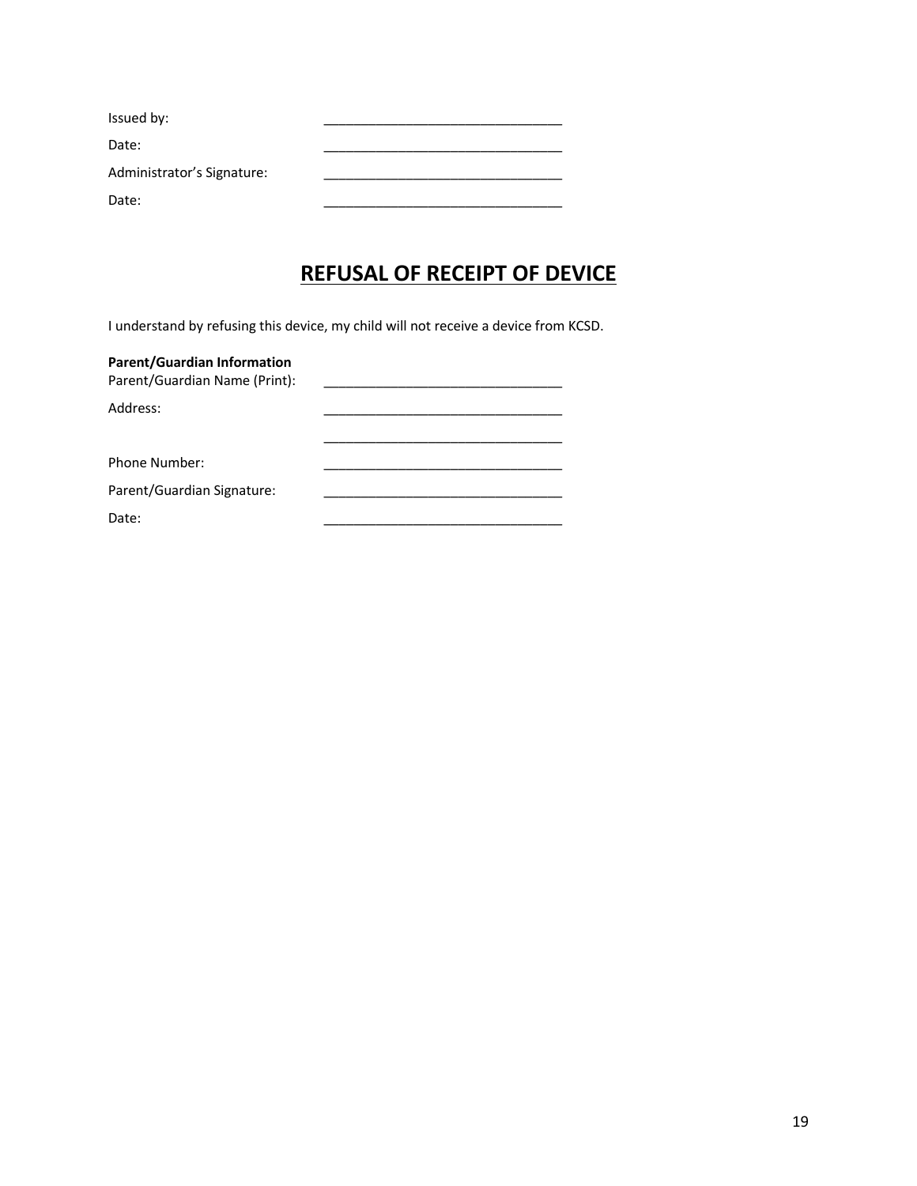Issued by: \_\_\_\_\_\_\_\_\_\_\_\_\_\_\_\_\_\_\_\_\_\_\_\_\_\_\_\_\_\_\_\_

Date: \_\_\_\_\_\_\_\_\_\_\_\_\_\_\_\_\_\_\_\_\_\_\_\_\_\_\_\_\_\_\_\_

Administrator's Signature: \_\_\_\_\_\_\_\_\_\_\_\_\_\_\_\_\_\_\_\_\_\_\_\_\_\_\_\_\_\_\_\_

Date: \_\_\_\_\_\_\_\_\_\_\_\_\_\_\_\_\_\_\_\_\_\_\_\_\_\_\_\_\_\_\_\_

## REFUSAL OF RECEIPT OF DEVICE

I understand by refusing this device, my child will not receive a device from KCSD.

**Parent/Guardian Information**

Parent/Guardian Name (Print): \_\_\_\_\_\_\_\_\_\_\_\_\_\_\_\_\_\_\_\_\_\_\_\_\_\_\_\_\_\_\_\_

Address: \_\_\_\_\_\_\_\_\_\_\_\_\_\_\_\_\_\_\_\_\_\_\_\_\_\_\_\_\_\_\_\_

\_\_\_\_\_\_\_\_\_\_\_\_\_\_\_\_\_\_\_\_\_\_\_\_\_\_\_\_\_\_\_\_

Phone Number: \_\_\_\_\_\_\_\_\_\_\_\_\_\_\_\_\_\_\_\_\_\_\_\_\_\_\_\_\_\_\_\_

Parent/Guardian Signature: \_\_\_\_\_\_\_\_\_\_\_\_\_\_\_\_\_\_\_\_\_\_\_\_\_\_\_\_\_\_\_\_

Date: \_\_\_\_\_\_\_\_\_\_\_\_\_\_\_\_\_\_\_\_\_\_\_\_\_\_\_\_\_\_\_\_